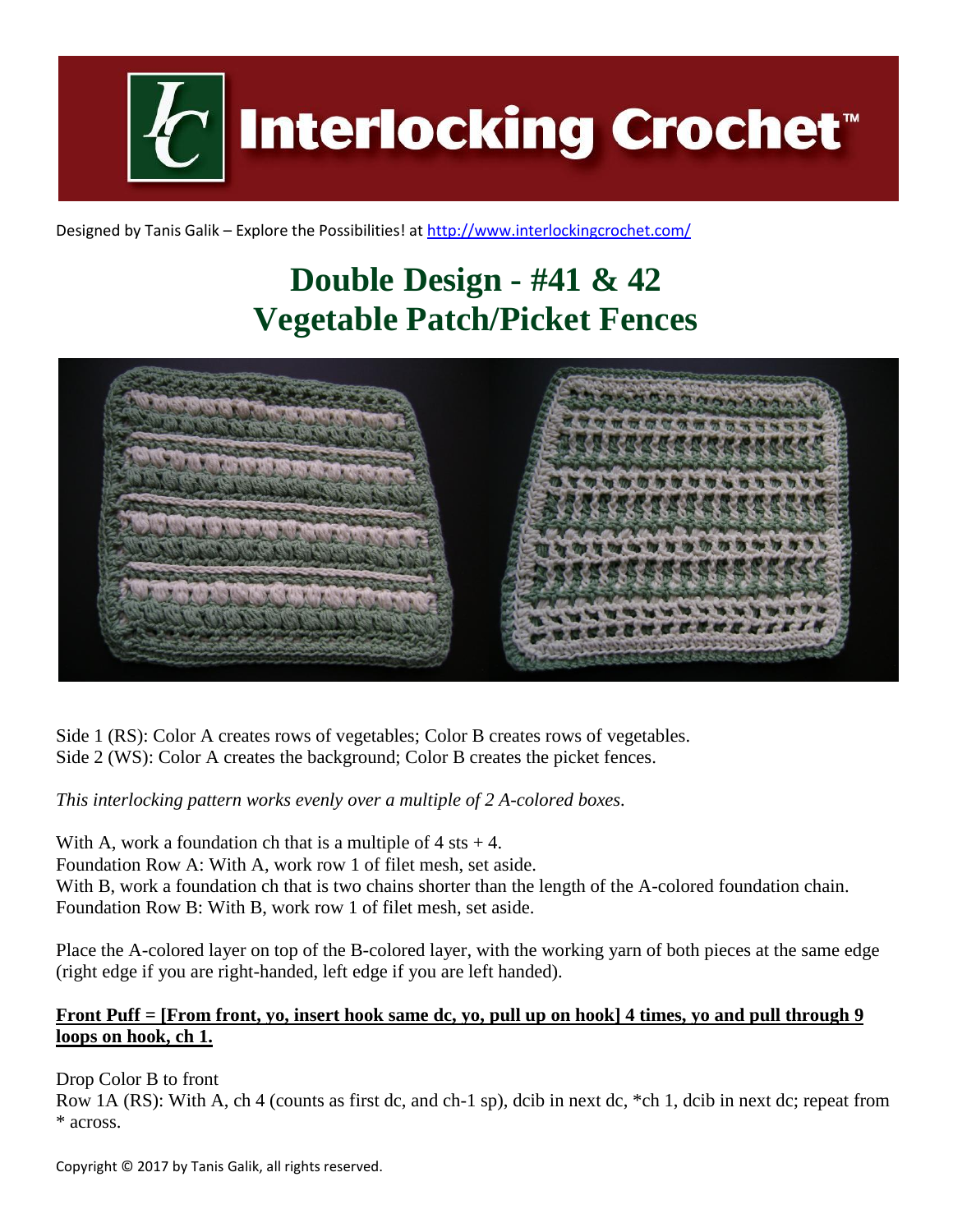Interlocking Crochet™

Designed by Tanis Galik – Explore the Possibilities! at http://www.interlockingcrochet.com/

# Double Design - #41 & 42
# Vegetable Patch/Picket Fences

Side 1 (RS): Color A creates rows of vegetables; Color B creates rows of vegetables.
Side 2 (WS): Color A creates the background; Color B creates the picket fences.

*This interlocking pattern works evenly over a multiple of 2 A-colored boxes.*

With A, work a foundation ch that is a multiple of 4 sts + 4.
Foundation Row A: With A, work row 1 of filet mesh, set aside.
With B, work a foundation ch that is two chains shorter than the length of the A-colored foundation chain.
Foundation Row B: With B, work row 1 of filet mesh, set aside.

Place the A-colored layer on top of the B-colored layer, with the working yarn of both pieces at the same edge (right edge if you are right-handed, left edge if you are left handed).

**Front Puff = [From front, yo, insert hook same dc, yo, pull up on hook] 4 times, yo and pull through 9 loops on hook, ch 1.**

Drop Color B to front
Row 1A (RS): With A, ch 4 (counts as first dc, and ch-1 sp), dcib in next dc, *ch 1, dcib in next dc; repeat from * across.

Copyright © 2017 by Tanis Galik, all rights reserved.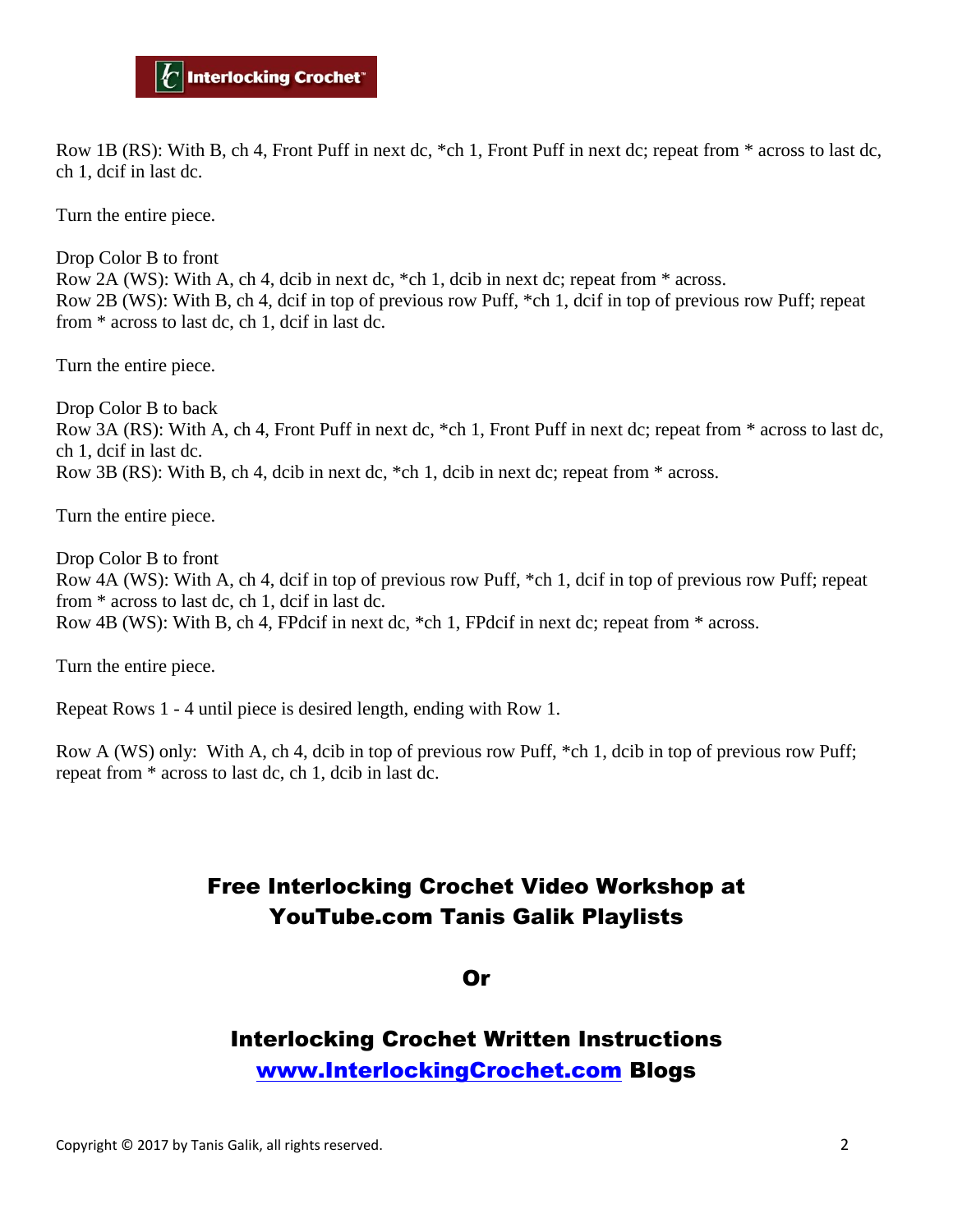Row 1B (RS): With B, ch 4, Front Puff in next dc, *ch 1, Front Puff in next dc; repeat from * across to last dc, ch 1, dcif in last dc.

Turn the entire piece.

Drop Color B to front
Row 2A (WS): With A, ch 4, dcib in next dc, *ch 1, dcib in next dc; repeat from * across.
Row 2B (WS): With B, ch 4, dcif in top of previous row Puff, *ch 1, dcif in top of previous row Puff; repeat from * across to last dc, ch 1, dcif in last dc.

Turn the entire piece.

Drop Color B to back
Row 3A (RS): With A, ch 4, Front Puff in next dc, *ch 1, Front Puff in next dc; repeat from * across to last dc, ch 1, dcif in last dc.
Row 3B (RS): With B, ch 4, dcib in next dc, *ch 1, dcib in next dc; repeat from * across.

Turn the entire piece.

Drop Color B to front
Row 4A (WS): With A, ch 4, dcif in top of previous row Puff, *ch 1, dcif in top of previous row Puff; repeat from * across to last dc, ch 1, dcif in last dc.
Row 4B (WS): With B, ch 4, FPdcif in next dc, *ch 1, FPdcif in next dc; repeat from * across.

Turn the entire piece.

Repeat Rows 1 - 4 until piece is desired length, ending with Row 1.

Row A (WS) only: With A, ch 4, dcib in top of previous row Puff, *ch 1, dcib in top of previous row Puff; repeat from * across to last dc, ch 1, dcib in last dc.

## Free Interlocking Crochet Video Workshop at YouTube.com Tanis Galik Playlists

## Or

## Interlocking Crochet Written Instructions [www.InterlockingCrochet.com](http://www.InterlockingCrochet.com) Blogs

Copyright © 2017 by Tanis Galik, all rights reserved.